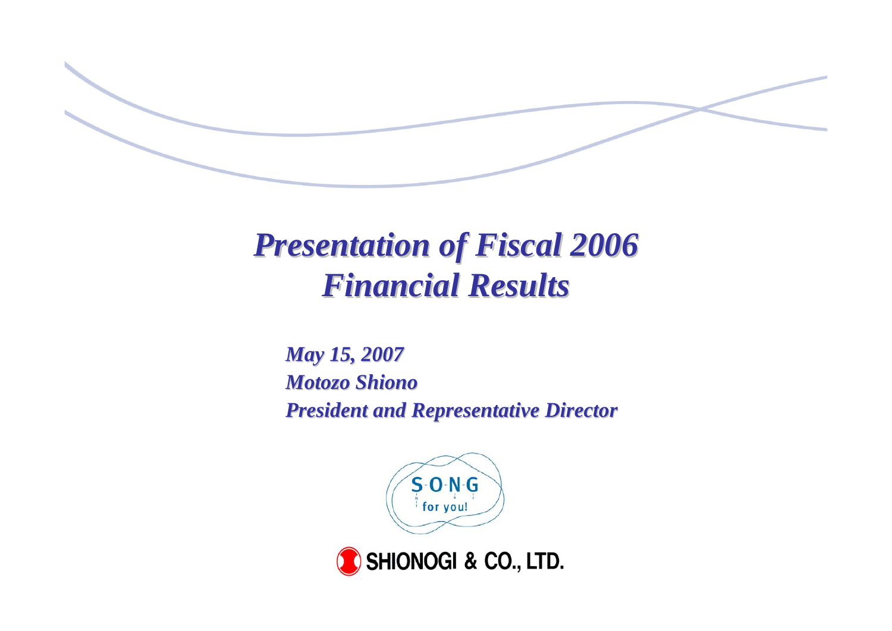# *Presentation of Fiscal 2006 Financial Results*

*May 15, 2007*
*Motozo Shiono*
*President and Representative Director*

SONG for you!

SHIONOGI & CO., LTD.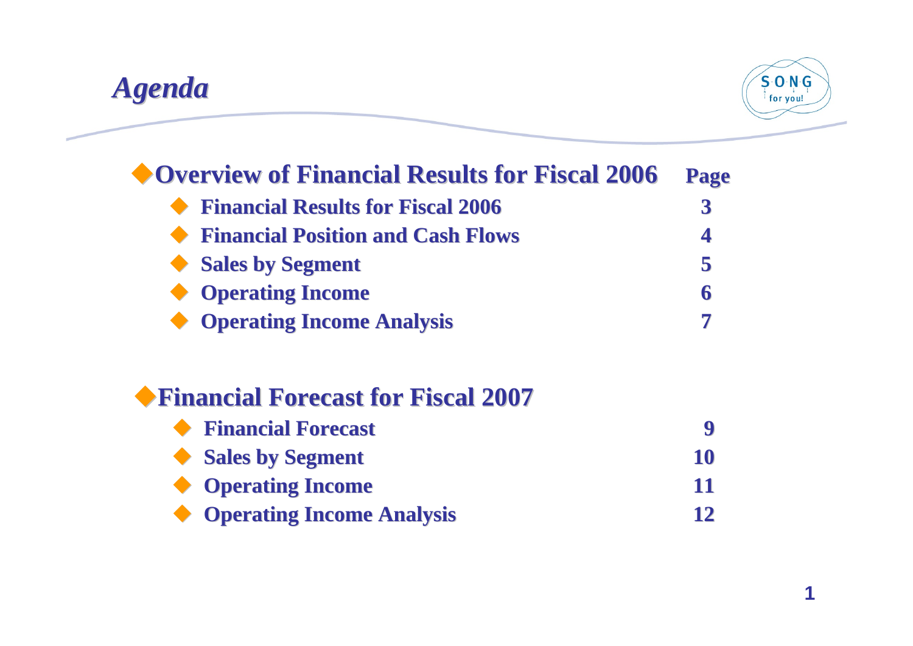# Agenda

| Overview of Financial Results for Fiscal 2006 | Page |
|---|---|
| Financial Results for Fiscal 2006 | 3 |
| Financial Position and Cash Flows | 4 |
| Sales by Segment | 5 |
| Operating Income | 6 |
| Operating Income Analysis | 7 |

| Financial Forecast for Fiscal 2007 | |
|---|---|
| Financial Forecast | 9 |
| Sales by Segment | 10 |
| Operating Income | 11 |
| Operating Income Analysis | 12 |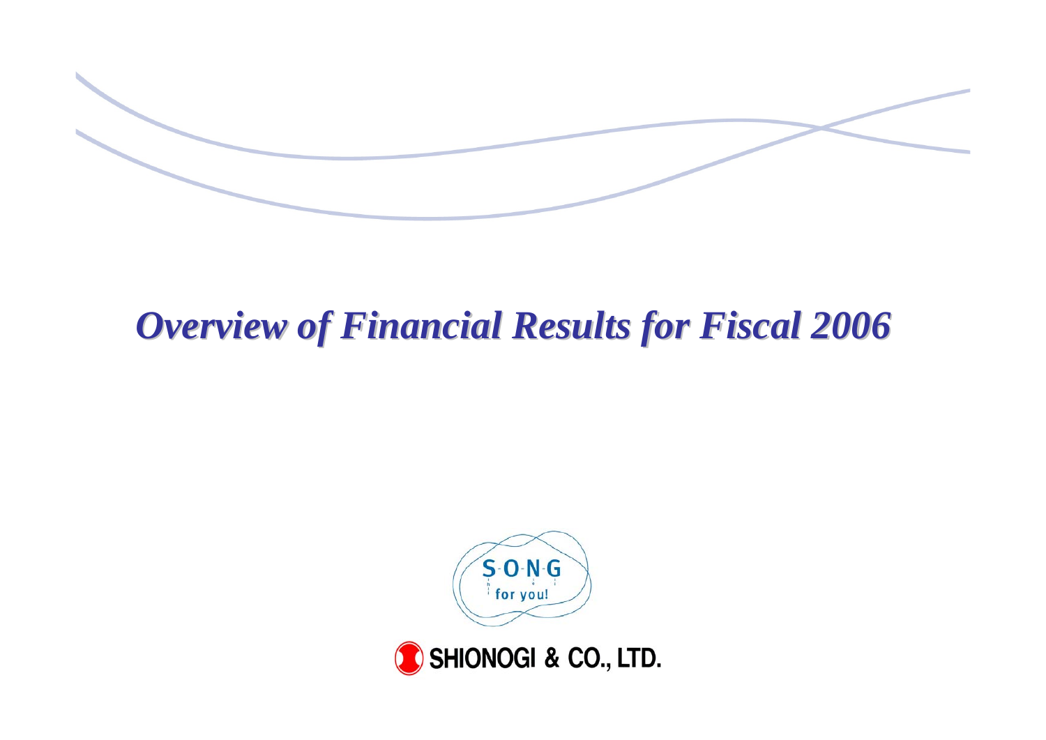# *Overview of Financial Results for Fiscal 2006*

S-O-N-G for you!

SHIONOGI & CO., LTD.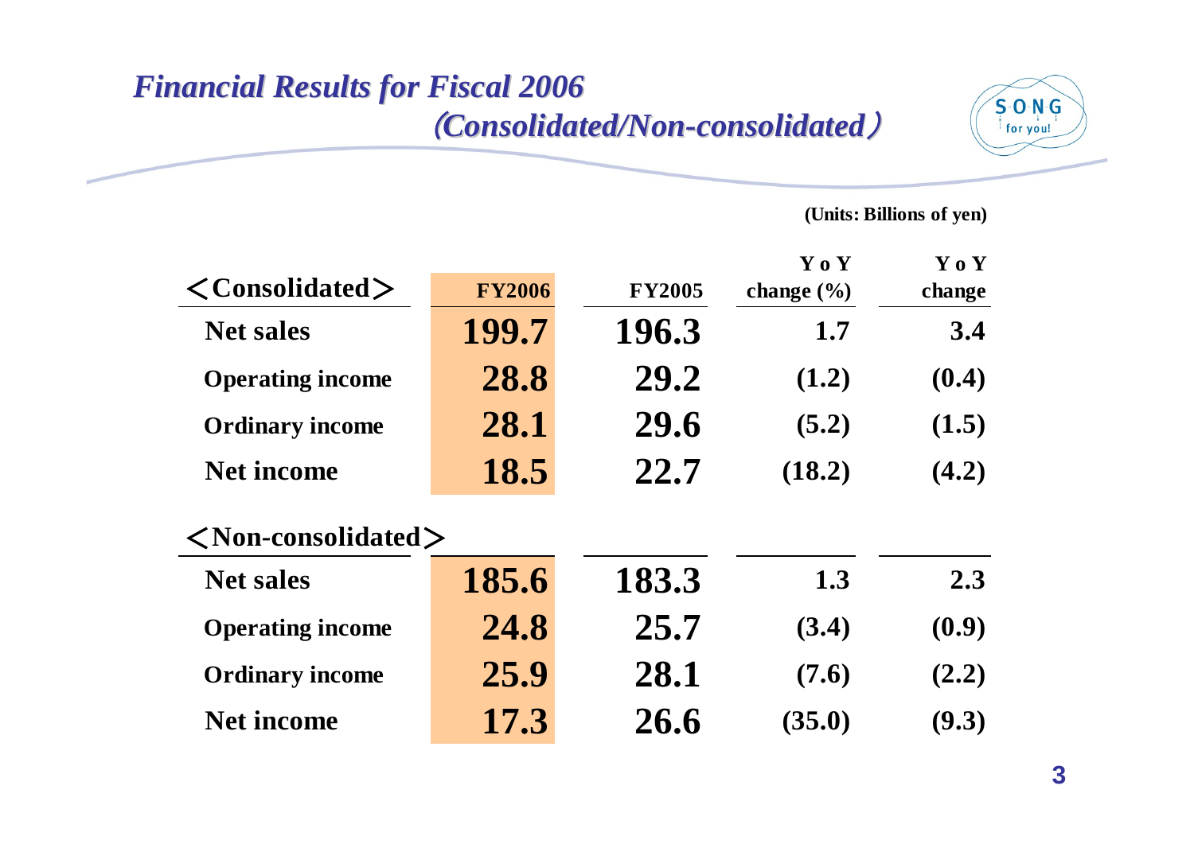# *Financial Results for Fiscal 2006*
## *(Consolidated/Non-consolidated)*

(Units: Billions of yen)

| <Consolidated> | FY2006 | FY2005 | YoY change (%) | YoY change |
|---|---|---|---|---|
| Net sales | 199.7 | 196.3 | 1.7 | 3.4 |
| Operating income | 28.8 | 29.2 | (1.2) | (0.4) |
| Ordinary income | 28.1 | 29.6 | (5.2) | (1.5) |
| Net income | 18.5 | 22.7 | (18.2) | (4.2) |
| **<Non-consolidated>** | | | | |
| Net sales | 185.6 | 183.3 | 1.3 | 2.3 |
| Operating income | 24.8 | 25.7 | (3.4) | (0.9) |
| Ordinary income | 25.9 | 28.1 | (7.6) | (2.2) |
| Net income | 17.3 | 26.6 | (35.0) | (9.3) |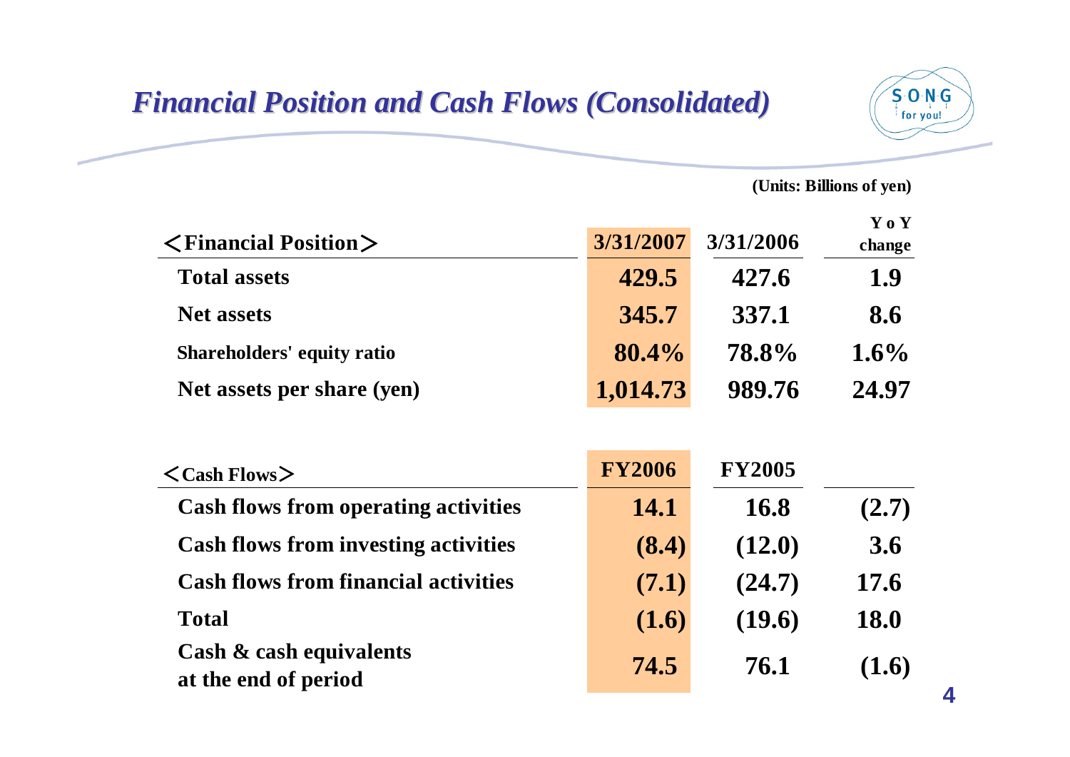# *Financial Position and Cash Flows (Consolidated)*

(Units: Billions of yen)

| <Financial Position> | 3/31/2007 | 3/31/2006 | YoY change |
|---|---|---|---|
| Total assets | 429.5 | 427.6 | 1.9 |
| Net assets | 345.7 | 337.1 | 8.6 |
| Shareholders' equity ratio | 80.4% | 78.8% | 1.6% |
| Net assets per share (yen) | 1,014.73 | 989.76 | 24.97 |

| <Cash Flows> | FY2006 | FY2005 | |
|---|---|---|---|
| Cash flows from operating activities | 14.1 | 16.8 | (2.7) |
| Cash flows from investing activities | (8.4) | (12.0) | 3.6 |
| Cash flows from financial activities | (7.1) | (24.7) | 17.6 |
| Total | (1.6) | (19.6) | 18.0 |
| Cash & cash equivalents at the end of period | 74.5 | 76.1 | (1.6) |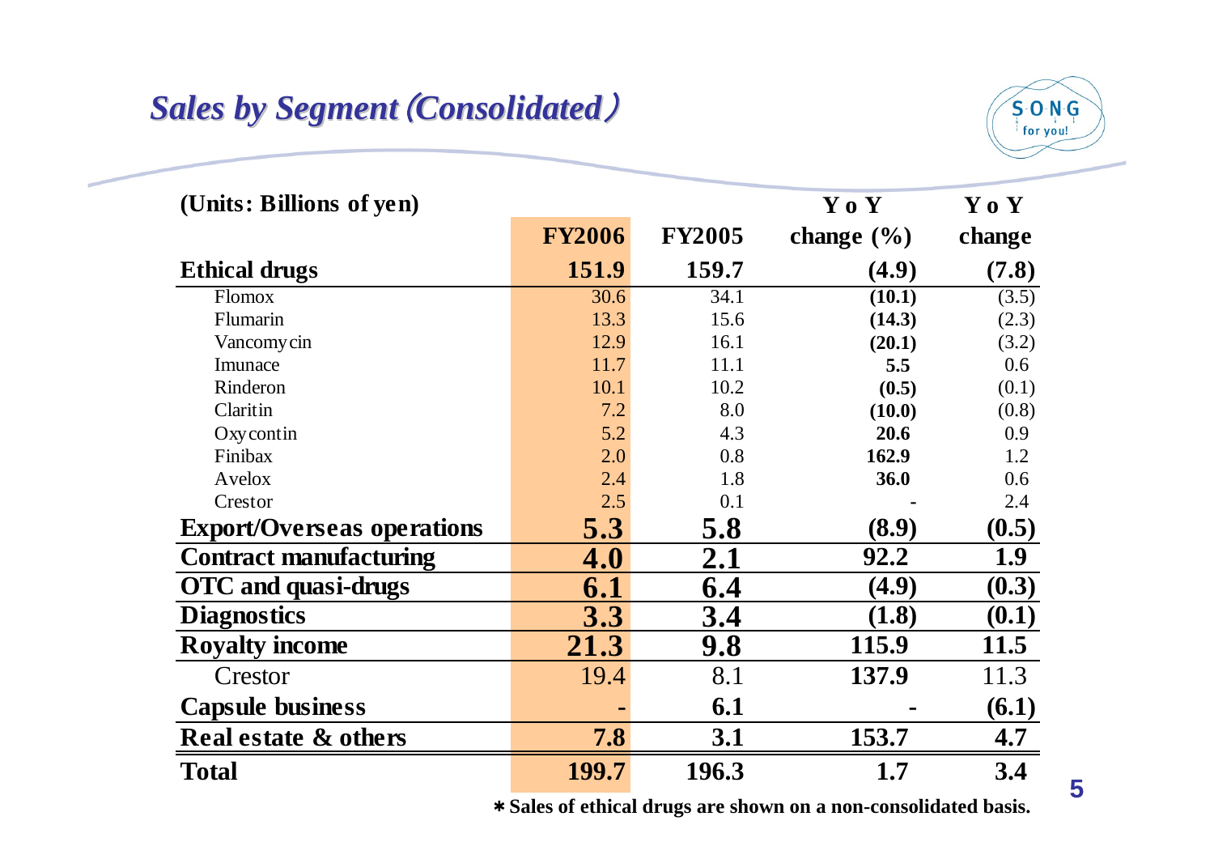## *Sales by Segment (Consolidated)*

| (Units: Billions of yen) | FY2006 | FY2005 | YoY change (%) | YoY change |
|---|---|---|---|---|
| **Ethical drugs** | **151.9** | **159.7** | **(4.9)** | **(7.8)** |
| Flomox | 30.6 | 34.1 | **(10.1)** | (3.5) |
| Flumarin | 13.3 | 15.6 | **(14.3)** | (2.3) |
| Vancomycin | 12.9 | 16.1 | **(20.1)** | (3.2) |
| Imunace | 11.7 | 11.1 | **5.5** | 0.6 |
| Rinderon | 10.1 | 10.2 | **(0.5)** | (0.1) |
| Claritin | 7.2 | 8.0 | **(10.0)** | (0.8) |
| Oxycontin | 5.2 | 4.3 | **20.6** | 0.9 |
| Finibax | 2.0 | 0.8 | **162.9** | 1.2 |
| Avelox | 2.4 | 1.8 | **36.0** | 0.6 |
| Crestor | 2.5 | 0.1 | - | 2.4 |
| **Export/Overseas operations** | **5.3** | **5.8** | **(8.9)** | **(0.5)** |
| **Contract manufacturing** | **4.0** | **2.1** | **92.2** | **1.9** |
| **OTC and quasi-drugs** | **6.1** | **6.4** | **(4.9)** | **(0.3)** |
| **Diagnostics** | **3.3** | **3.4** | **(1.8)** | **(0.1)** |
| **Royalty income** | **21.3** | **9.8** | **115.9** | **11.5** |
| Crestor | 19.4 | 8.1 | **137.9** | 11.3 |
| **Capsule business** | - | **6.1** | - | **(6.1)** |
| **Real estate & others** | **7.8** | **3.1** | **153.7** | **4.7** |
| **Total** | **199.7** | **196.3** | **1.7** | **3.4** |

**\* Sales of ethical drugs are shown on a non-consolidated basis.**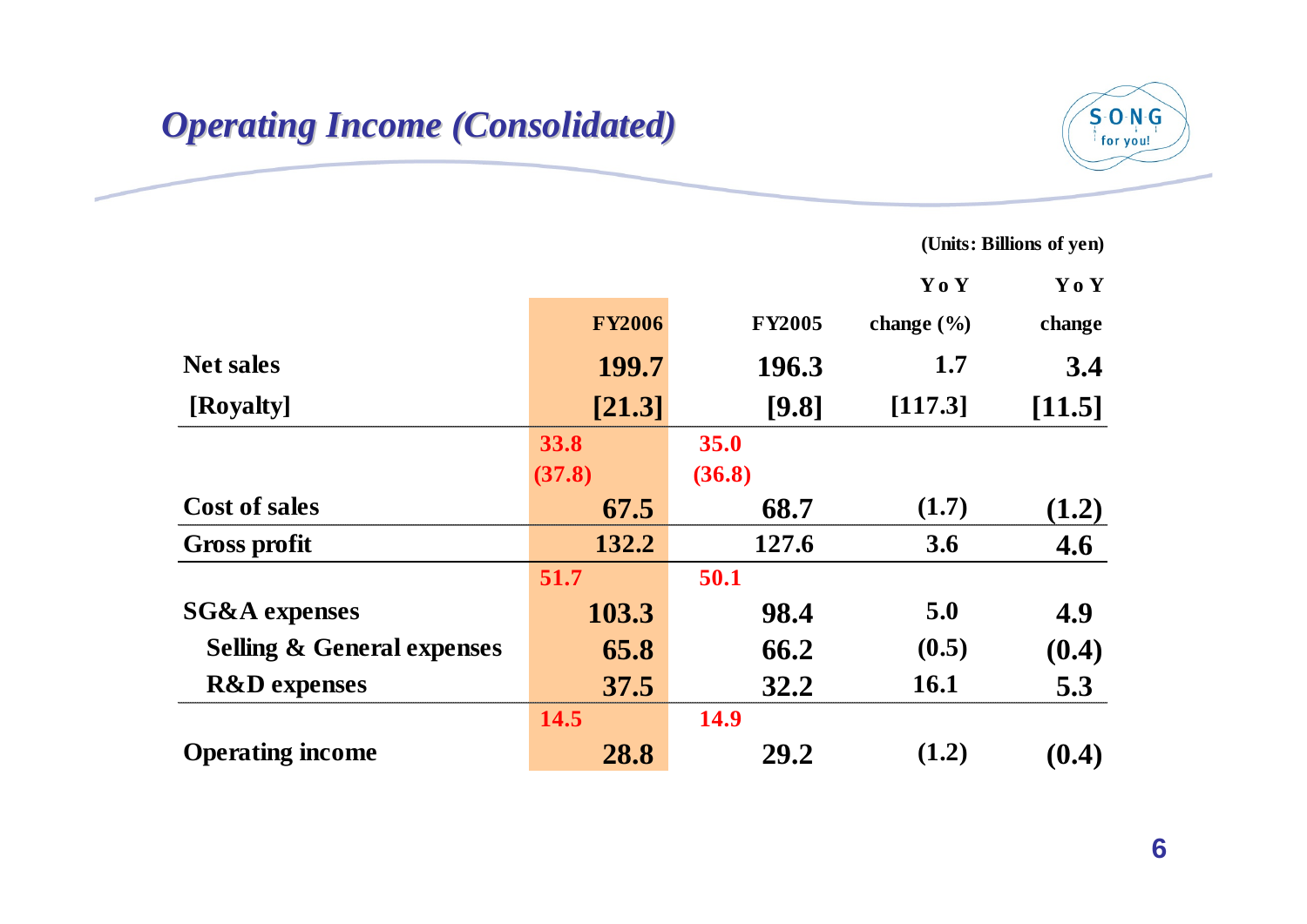## *Operating Income (Consolidated)*

(Units: Billions of yen)

| | FY2006 | FY2005 | YoY change (%) | YoY change |
|---|---|---|---|---|
| Net sales | 199.7 | 196.3 | 1.7 | 3.4 |
| [Royalty] | [21.3] | [9.8] | [117.3] | [11.5] |
| | 33.8<br>(37.8) | 35.0<br>(36.8) | | |
| Cost of sales | 67.5 | 68.7 | (1.7) | (1.2) |
| Gross profit | 132.2 | 127.6 | 3.6 | 4.6 |
| | 51.7 | 50.1 | | |
| SG&A expenses | 103.3 | 98.4 | 5.0 | 4.9 |
| Selling & General expenses | 65.8 | 66.2 | (0.5) | (0.4) |
| R&D expenses | 37.5 | 32.2 | 16.1 | 5.3 |
| | 14.5 | 14.9 | | |
| Operating income | 28.8 | 29.2 | (1.2) | (0.4) |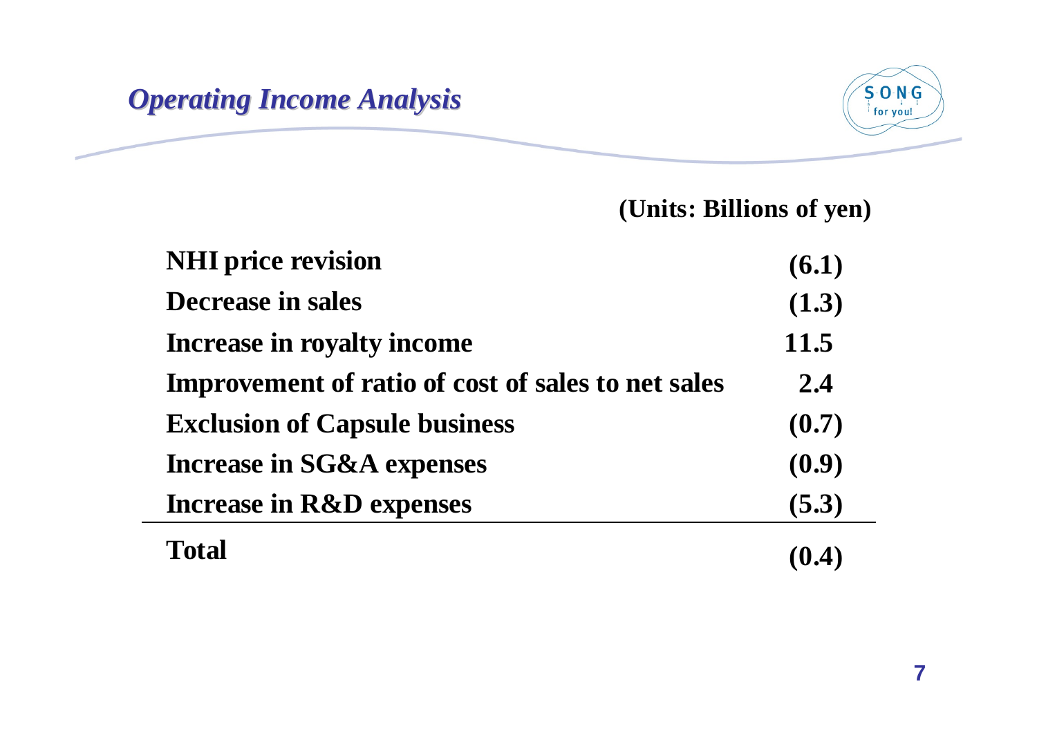## *Operating Income Analysis*

(Units: Billions of yen)

| Item | Amount |
|---|---|
| NHI price revision | (6.1) |
| Decrease in sales | (1.3) |
| Increase in royalty income | 11.5 |
| Improvement of ratio of cost of sales to net sales | 2.4 |
| Exclusion of Capsule business | (0.7) |
| Increase in SG&A expenses | (0.9) |
| Increase in R&D expenses | (5.3) |
| **Total** | **(0.4)** |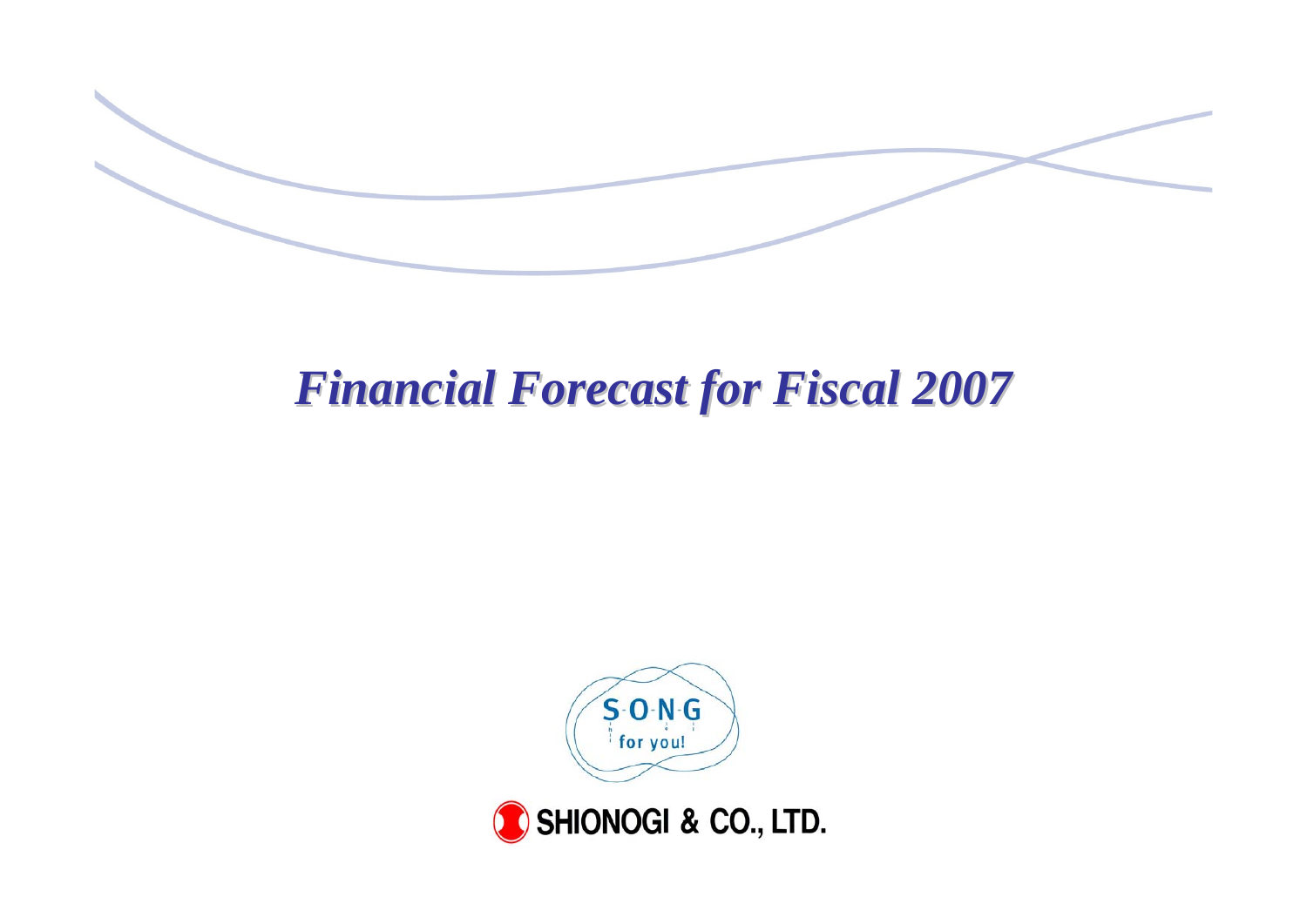# *Financial Forecast for Fiscal 2007*

SONG for you!

SHIONOGI & CO., LTD.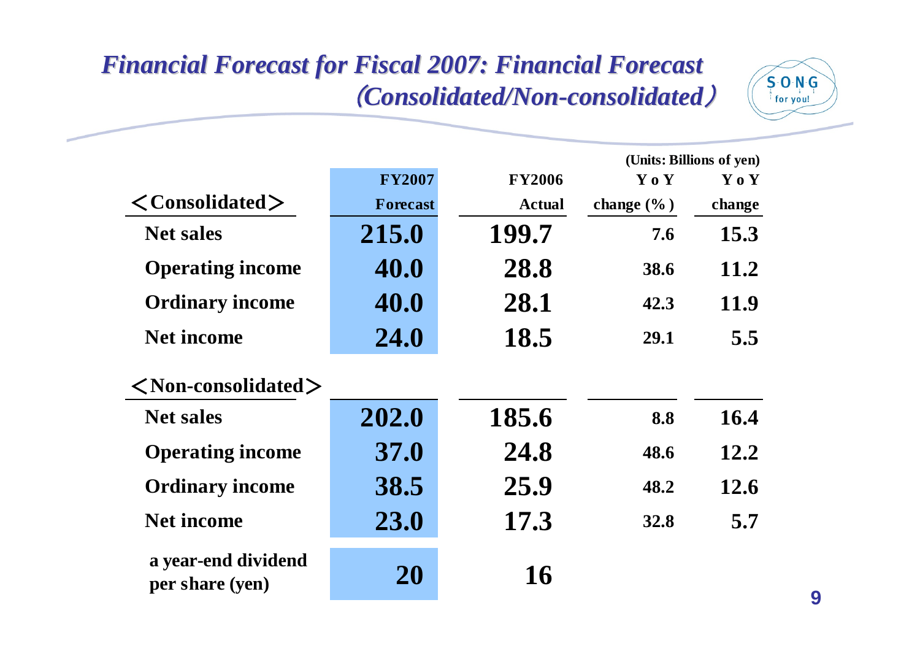# Financial Forecast for Fiscal 2007: Financial Forecast (Consolidated/Non-consolidated)

(Units: Billions of yen)

| <Consolidated> | FY2007 Forecast | FY2006 Actual | YoY change (%) | YoY change |
|---|---|---|---|---|
| Net sales | 215.0 | 199.7 | 7.6 | 15.3 |
| Operating income | 40.0 | 28.8 | 38.6 | 11.2 |
| Ordinary income | 40.0 | 28.1 | 42.3 | 11.9 |
| Net income | 24.0 | 18.5 | 29.1 | 5.5 |
| **<Non-consolidated>** | | | | |
| Net sales | 202.0 | 185.6 | 8.8 | 16.4 |
| Operating income | 37.0 | 24.8 | 48.6 | 12.2 |
| Ordinary income | 38.5 | 25.9 | 48.2 | 12.6 |
| Net income | 23.0 | 17.3 | 32.8 | 5.7 |
| a year-end dividend per share (yen) | 20 | 16 | | |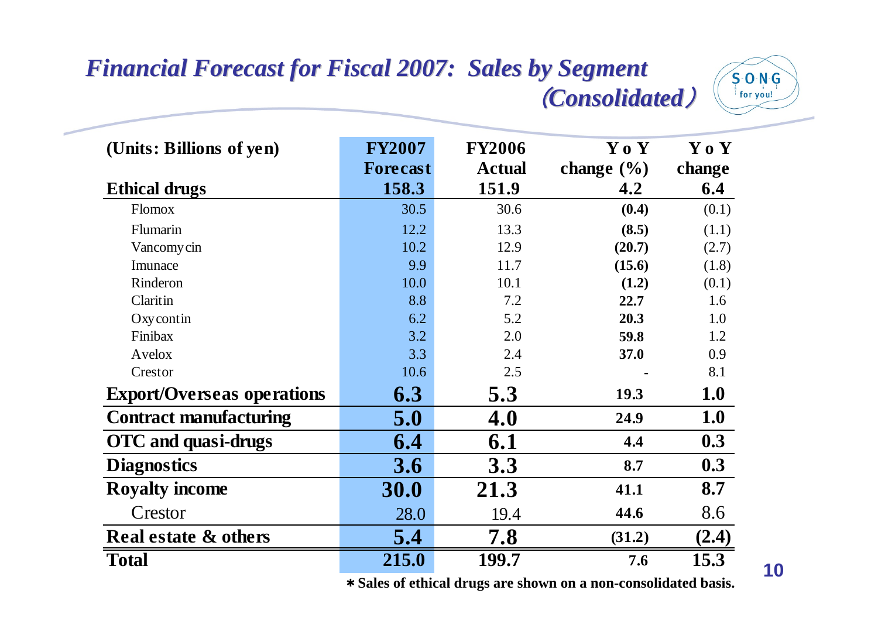# *Financial Forecast for Fiscal 2007: Sales by Segment (Consolidated)*

S-O-N-G for you!

| (Units: Billions of yen) | FY2007 Forecast | FY2006 Actual | Y o Y change (%) | Y o Y change |
|---|---|---|---|---|
| **Ethical drugs** | **158.3** | **151.9** | **4.2** | **6.4** |
| Flomox | 30.5 | 30.6 | **(0.4)** | (0.1) |
| Flumarin | 12.2 | 13.3 | **(8.5)** | (1.1) |
| Vancomycin | 10.2 | 12.9 | **(20.7)** | (2.7) |
| Imunace | 9.9 | 11.7 | **(15.6)** | (1.8) |
| Rinderon | 10.0 | 10.1 | **(1.2)** | (0.1) |
| Claritin | 8.8 | 7.2 | **22.7** | 1.6 |
| Oxycontin | 6.2 | 5.2 | **20.3** | 1.0 |
| Finibax | 3.2 | 2.0 | **59.8** | 1.2 |
| Avelox | 3.3 | 2.4 | **37.0** | 0.9 |
| Crestor | 10.6 | 2.5 | - | 8.1 |
| **Export/Overseas operations** | **6.3** | **5.3** | **19.3** | **1.0** |
| **Contract manufacturing** | **5.0** | **4.0** | **24.9** | **1.0** |
| **OTC and quasi-drugs** | **6.4** | **6.1** | **4.4** | **0.3** |
| **Diagnostics** | **3.6** | **3.3** | **8.7** | **0.3** |
| **Royalty income** | **30.0** | **21.3** | **41.1** | **8.7** |
| Crestor | 28.0 | 19.4 | **44.6** | 8.6 |
| **Real estate & others** | **5.4** | **7.8** | **(31.2)** | **(2.4)** |
| **Total** | **215.0** | **199.7** | **7.6** | **15.3** |

**\* Sales of ethical drugs are shown on a non-consolidated basis.**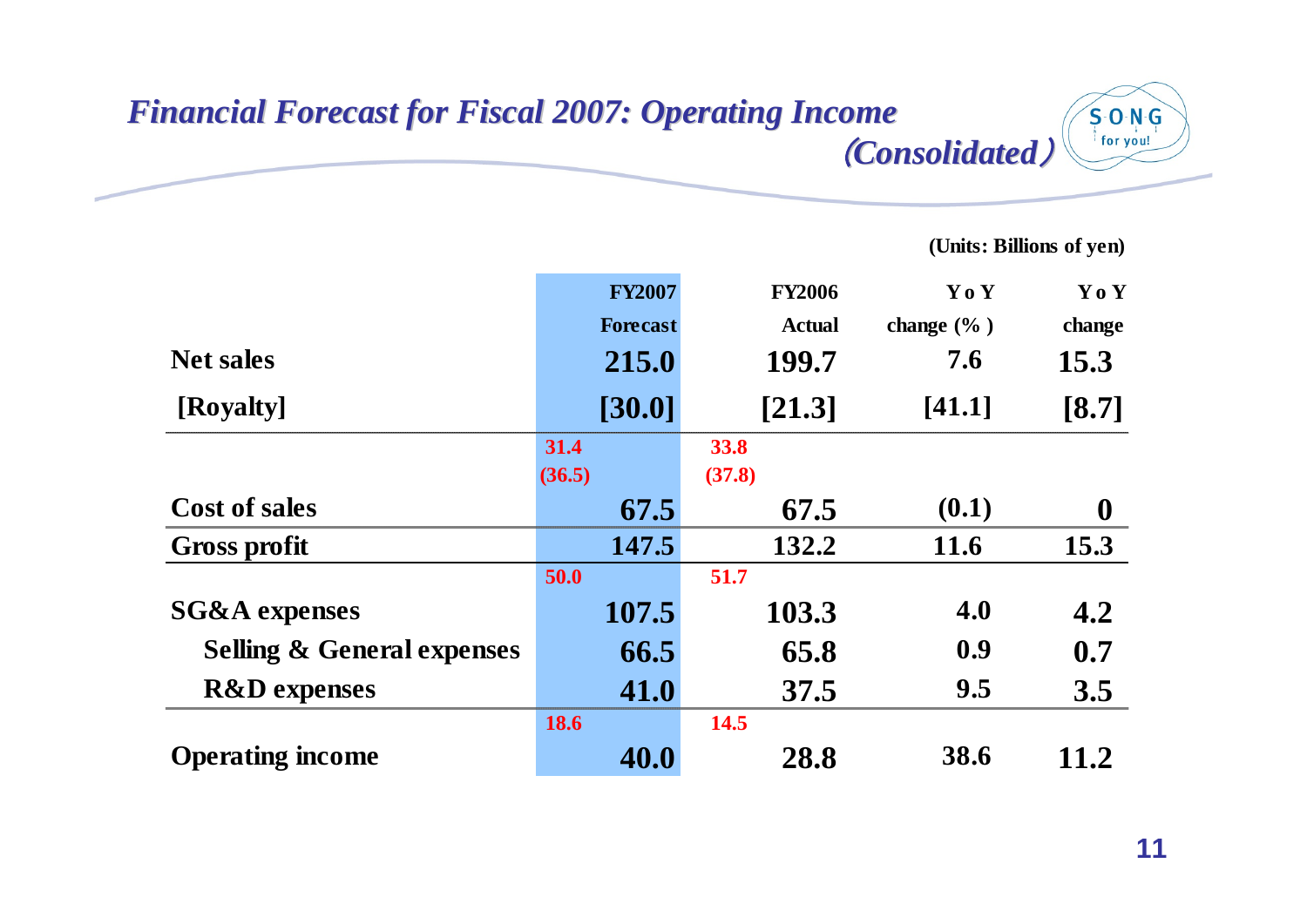# *Financial Forecast for Fiscal 2007: Operating Income (Consolidated)*

(Units: Billions of yen)

| | FY2007 Forecast | FY2006 Actual | YoY change (%) | YoY change |
|---|---|---|---|---|
| Net sales | 215.0 | 199.7 | 7.6 | 15.3 |
| [Royalty] | [30.0] | [21.3] | [41.1] | [8.7] |
| | 31.4 (36.5) | 33.8 (37.8) | | |
| Cost of sales | 67.5 | 67.5 | (0.1) | 0 |
| Gross profit | 147.5 | 132.2 | 11.6 | 15.3 |
| | 50.0 | 51.7 | | |
| SG&A expenses | 107.5 | 103.3 | 4.0 | 4.2 |
| Selling & General expenses | 66.5 | 65.8 | 0.9 | 0.7 |
| R&D expenses | 41.0 | 37.5 | 9.5 | 3.5 |
| | 18.6 | 14.5 | | |
| Operating income | 40.0 | 28.8 | 38.6 | 11.2 |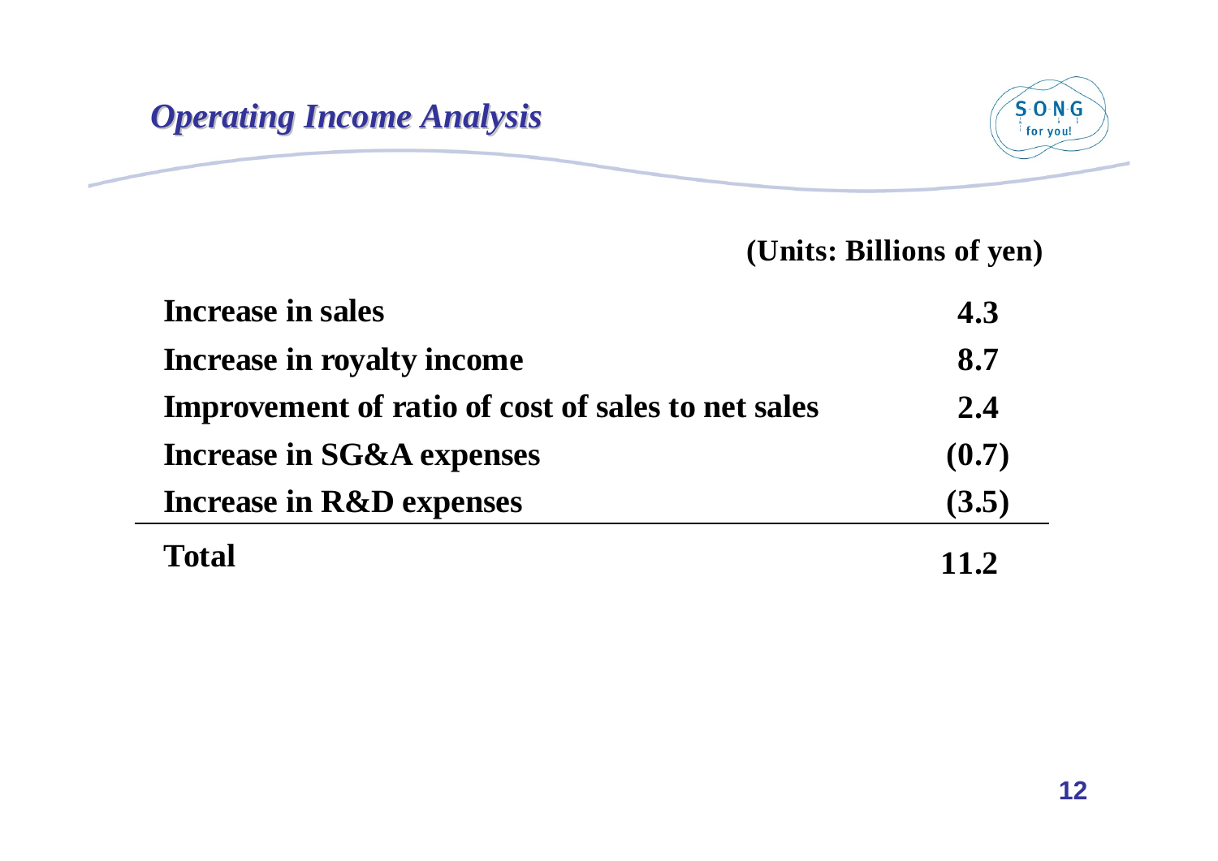# *Operating Income Analysis*

**(Units: Billions of yen)**

| | |
|---|---|
| **Increase in sales** | **4.3** |
| **Increase in royalty income** | **8.7** |
| **Improvement of ratio of cost of sales to net sales** | **2.4** |
| **Increase in SG&A expenses** | **(0.7)** |
| **Increase in R&D expenses** | **(3.5)** |
| **Total** | **11.2** |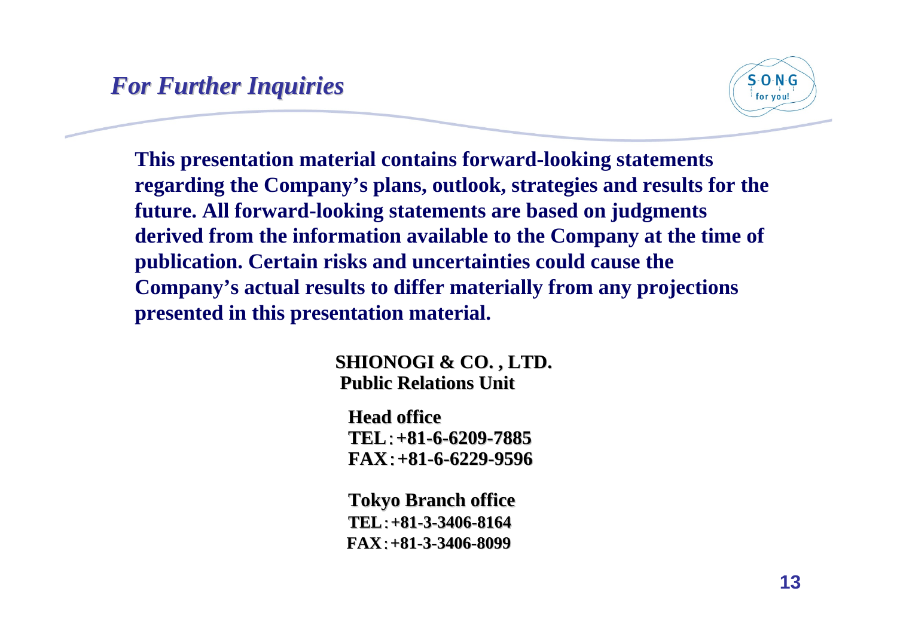# *For Further Inquiries*

**This presentation material contains forward-looking statements regarding the Company's plans, outlook, strategies and results for the future. All forward-looking statements are based on judgments derived from the information available to the Company at the time of publication. Certain risks and uncertainties could cause the Company's actual results to differ materially from any projections presented in this presentation material.**

**SHIONOGI & CO. , LTD.**
**Public Relations Unit**

**Head office**
**TEL：+81-6-6209-7885**
**FAX：+81-6-6229-9596**

**Tokyo Branch office**
**TEL：+81-3-3406-8164**
**FAX：+81-3-3406-8099**